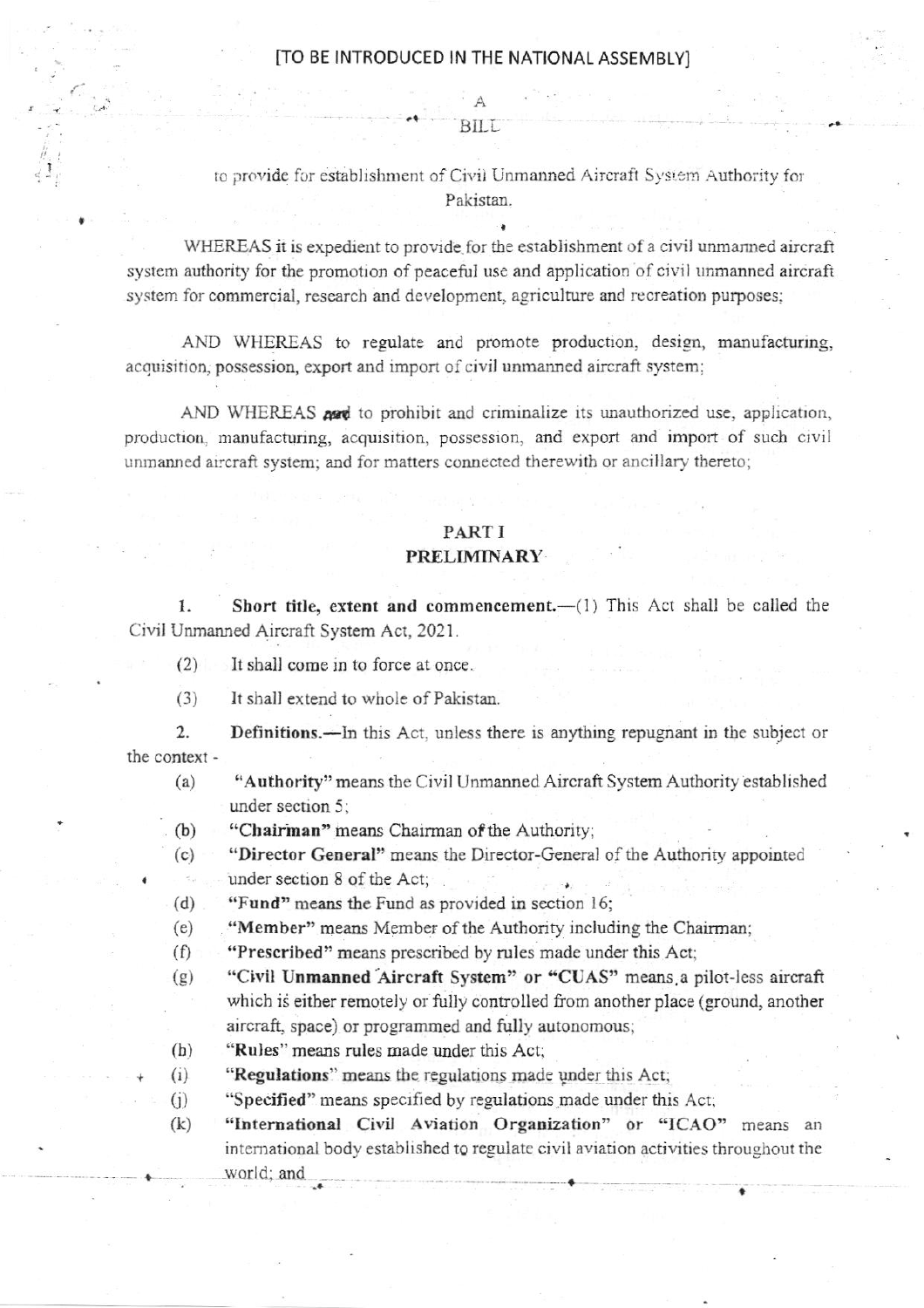[TO BE INTRODUCED IN THE NATIONAL ASSEMBLY]

A

BILL

to provide for establishment of Civil Unmanned Aircraft System Authority for Pakistan.

WHEREAS it is expedient to provide for the establishment of a civil unmanned aircraft system authority for the promotion of peaceful use and application of civil unmanned aircraft system for commercial, research and development, agriculture and recreation purposes;

AND WHEREAS to regulate and promote production, design, manufacturing, acquisition, possession, export and import of civil unmanned aircraft system;

AND WHEREAS and to prohibit and criminalize its unauthorized use, application, production, manufacturing, acquisition, possession, and export and import of such civil unmanned aircraft system; and for matters connected therewith or ancillary thereto;

## PART I
## PRELIMINARY

1. **Short title, extent and commencement.**—(1) This Act shall be called the Civil Unmanned Aircraft System Act, 2021.

(2) It shall come in to force at once.

(3) It shall extend to whole of Pakistan.

2. **Definitions.**—In this Act, unless there is anything repugnant in the subject or the context -

(a) **"Authority"** means the Civil Unmanned Aircraft System Authority established under section 5;

(b) **"Chairman"** means Chairman of the Authority;

(c) **"Director General"** means the Director-General of the Authority appointed under section 8 of the Act;

(d) **"Fund"** means the Fund as provided in section 16;

(e) **"Member"** means Member of the Authority including the Chairman;

(f) **"Prescribed"** means prescribed by rules made under this Act;

(g) **"Civil Unmanned Aircraft System"** or **"CUAS"** means a pilot-less aircraft which is either remotely or fully controlled from another place (ground, another aircraft, space) or programmed and fully autonomous;

(h) **"Rules"** means rules made under this Act;

(i) **"Regulations"** means the regulations made under this Act;

(j) "Specified" means specified by regulations made under this Act;

(k) **"International Civil Aviation Organization"** or **"ICAO"** means an international body established to regulate civil aviation activities throughout the world; and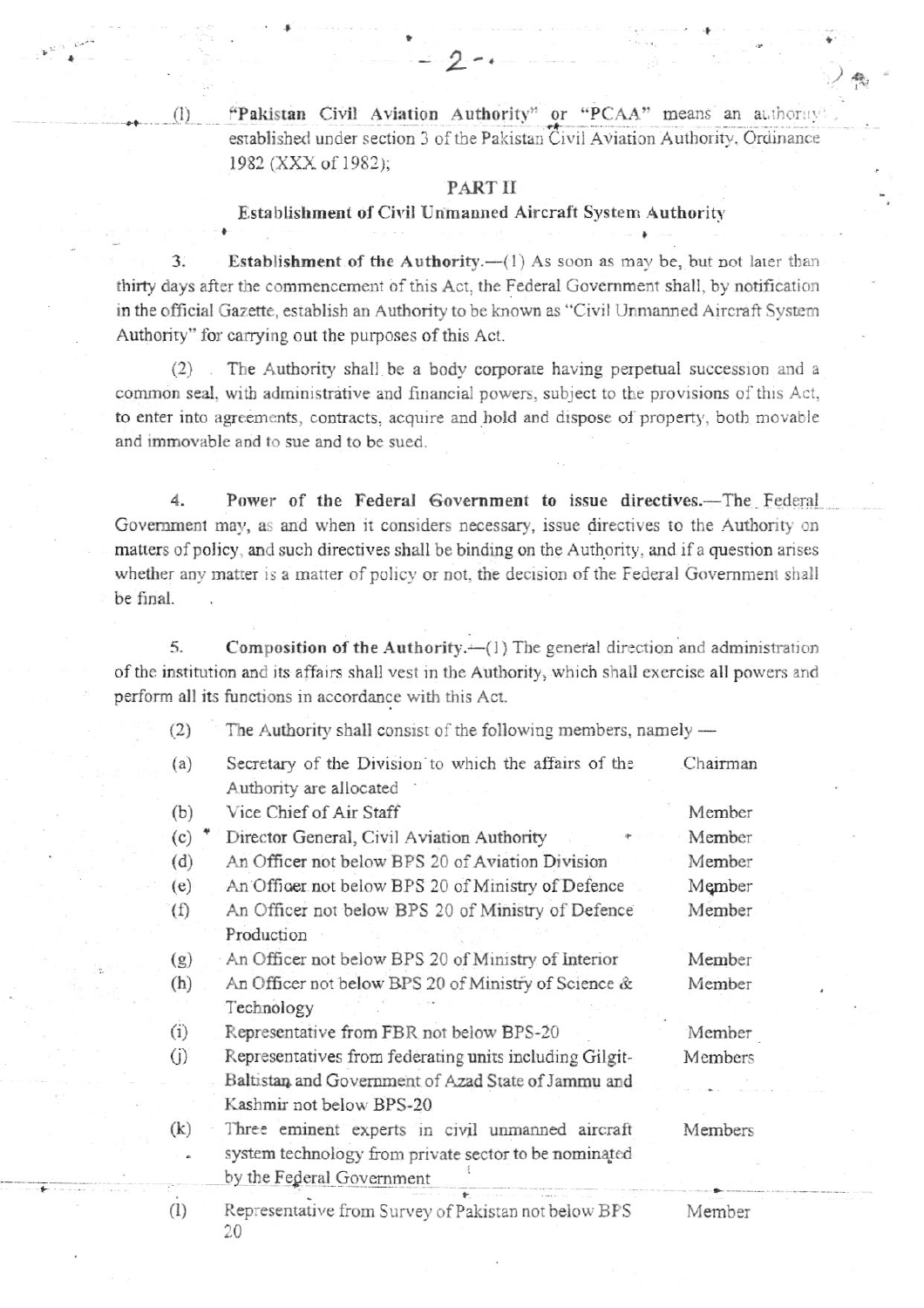(l) "Pakistan Civil Aviation Authority" or "PCAA" means an authority established under section 3 of the Pakistan Civil Aviation Authority, Ordinance 1982 (XXX of 1982);

## PART II

### Establishment of Civil Unmanned Aircraft System Authority

3. **Establishment of the Authority.**—(1) As soon as may be, but not later than thirty days after the commencement of this Act, the Federal Government shall, by notification in the official Gazette, establish an Authority to be known as "Civil Unmanned Aircraft System Authority" for carrying out the purposes of this Act.

(2) The Authority shall be a body corporate having perpetual succession and a common seal, with administrative and financial powers, subject to the provisions of this Act, to enter into agreements, contracts, acquire and hold and dispose of property, both movable and immovable and to sue and to be sued.

4. **Power of the Federal Government to issue directives.**—The Federal Government may, as and when it considers necessary, issue directives to the Authority on matters of policy, and such directives shall be binding on the Authority, and if a question arises whether any matter is a matter of policy or not, the decision of the Federal Government shall be final.

5. **Composition of the Authority.**—(1) The general direction and administration of the institution and its affairs shall vest in the Authority, which shall exercise all powers and perform all its functions in accordance with this Act.

(2) The Authority shall consist of the following members, namely —

| | | |
|---|---|---|
| (a) | Secretary of the Division to which the affairs of the Authority are allocated | Chairman |
| (b) | Vice Chief of Air Staff | Member |
| (c) | Director General, Civil Aviation Authority | Member |
| (d) | An Officer not below BPS 20 of Aviation Division | Member |
| (e) | An Officer not below BPS 20 of Ministry of Defence | Member |
| (f) | An Officer not below BPS 20 of Ministry of Defence Production | Member |
| (g) | An Officer not below BPS 20 of Ministry of Interior | Member |
| (h) | An Officer not below BPS 20 of Ministry of Science & Technology | Member |
| (i) | Representative from FBR not below BPS-20 | Member |
| (j) | Representatives from federating units including Gilgit-Baltistan and Government of Azad State of Jammu and Kashmir not below BPS-20 | Members |
| (k) | Three eminent experts in civil unmanned aircraft system technology from private sector to be nominated by the Federal Government | Members |
| (l) | Representative from Survey of Pakistan not below BPS 20 | Member |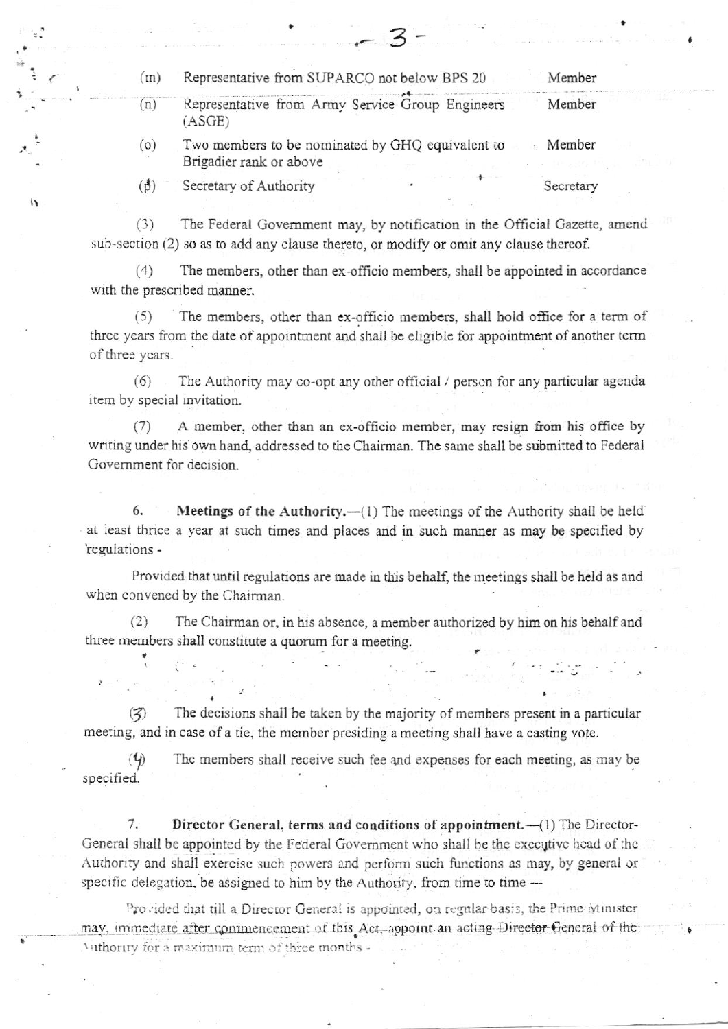| | | |
|---|---|---|
| (m) | Representative from SUPARCO not below BPS 20 | Member |
| (n) | Representative from Army Service Group Engineers (ASGE) | Member |
| (o) | Two members to be nominated by GHQ equivalent to Brigadier rank or above | Member |
| (p) | Secretary of Authority | Secretary |

(3) The Federal Government may, by notification in the Official Gazette, amend sub-section (2) so as to add any clause thereto, or modify or omit any clause thereof.

(4) The members, other than ex-officio members, shall be appointed in accordance with the prescribed manner.

(5) The members, other than ex-officio members, shall hold office for a term of three years from the date of appointment and shall be eligible for appointment of another term of three years.

(6) The Authority may co-opt any other official / person for any particular agenda item by special invitation.

(7) A member, other than an ex-officio member, may resign from his office by writing under his own hand, addressed to the Chairman. The same shall be submitted to Federal Government for decision.

6. **Meetings of the Authority.**—(1) The meetings of the Authority shall be held at least thrice a year at such times and places and in such manner as may be specified by regulations -

Provided that until regulations are made in this behalf, the meetings shall be held as and when convened by the Chairman.

(2) The Chairman or, in his absence, a member authorized by him on his behalf and three members shall constitute a quorum for a meeting.

(3) The decisions shall be taken by the majority of members present in a particular meeting, and in case of a tie, the member presiding a meeting shall have a casting vote.

(4) The members shall receive such fee and expenses for each meeting, as may be specified.

7. **Director General, terms and conditions of appointment.**—(1) The Director-General shall be appointed by the Federal Government who shall be the executive head of the Authority and shall exercise such powers and perform such functions as may, by general or specific delegation, be assigned to him by the Authority, from time to time —

Provided that till a Director General is appointed, on regular basis, the Prime Minister may, immediate after commencement of this Act, appoint an acting Director General of the Authority for a maximum term of three months -